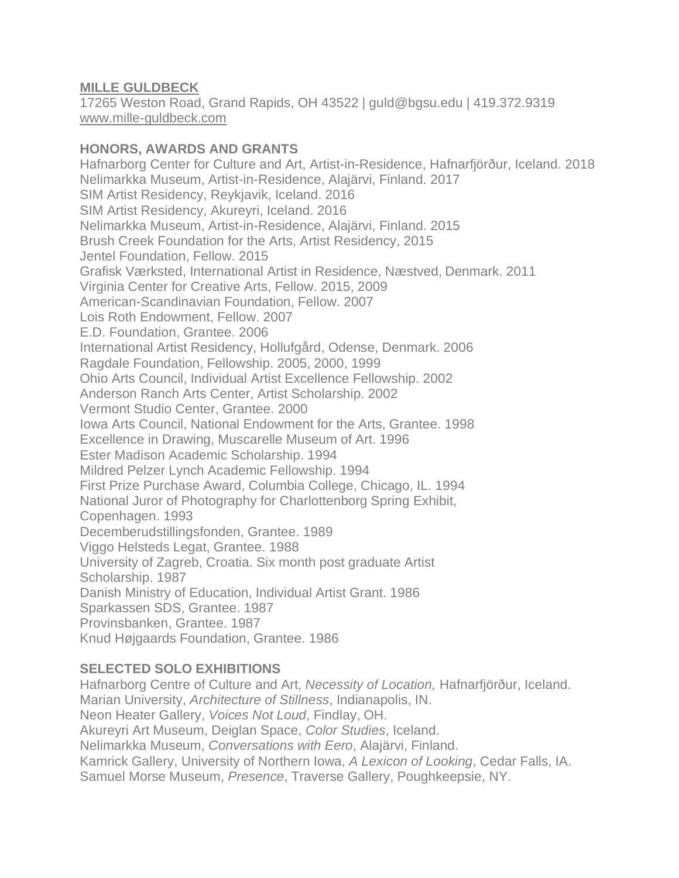**MILLE GULDBECK**

17265 Weston Road, Grand Rapids, OH 43522 | guld@bgsu.edu | 419.372.9319
www.mille-guldbeck.com

## HONORS, AWARDS AND GRANTS

Hafnarborg Center for Culture and Art, Artist-in-Residence, Hafnarfjörður, Iceland. 2018
Nelimarkka Museum, Artist-in-Residence, Alajärvi, Finland. 2017
SIM Artist Residency, Reykjavik, Iceland. 2016
SIM Artist Residency, Akureyri, Iceland. 2016
Nelimarkka Museum, Artist-in-Residence, Alajärvi, Finland. 2015
Brush Creek Foundation for the Arts, Artist Residency, 2015
Jentel Foundation, Fellow. 2015
Grafisk Værksted, International Artist in Residence, Næstved, Denmark. 2011
Virginia Center for Creative Arts, Fellow. 2015, 2009
American-Scandinavian Foundation, Fellow. 2007
Lois Roth Endowment, Fellow. 2007
E.D. Foundation, Grantee. 2006
International Artist Residency, Hollufgård, Odense, Denmark. 2006
Ragdale Foundation, Fellowship. 2005, 2000, 1999
Ohio Arts Council, Individual Artist Excellence Fellowship. 2002
Anderson Ranch Arts Center, Artist Scholarship. 2002
Vermont Studio Center, Grantee. 2000
Iowa Arts Council, National Endowment for the Arts, Grantee. 1998
Excellence in Drawing, Muscarelle Museum of Art. 1996
Ester Madison Academic Scholarship. 1994
Mildred Pelzer Lynch Academic Fellowship. 1994
First Prize Purchase Award, Columbia College, Chicago, IL. 1994
National Juror of Photography for Charlottenborg Spring Exhibit, Copenhagen. 1993
Decemberudstillingsfonden, Grantee. 1989
Viggo Helsteds Legat, Grantee. 1988
University of Zagreb, Croatia. Six month post graduate Artist Scholarship. 1987
Danish Ministry of Education, Individual Artist Grant. 1986
Sparkassen SDS, Grantee. 1987
Provinsbanken, Grantee. 1987
Knud Højgaards Foundation, Grantee. 1986

## SELECTED SOLO EXHIBITIONS

Hafnarborg Centre of Culture and Art, *Necessity of Location,* Hafnarfjörður, Iceland.
Marian University, *Architecture of Stillness*, Indianapolis, IN.
Neon Heater Gallery, *Voices Not Loud*, Findlay, OH.
Akureyri Art Museum, Deiglan Space, *Color Studies*, Iceland.
Nelimarkka Museum, *Conversations with Eero*, Alajärvi, Finland.
Kamrick Gallery, University of Northern Iowa, *A Lexicon of Looking*, Cedar Falls, IA.
Samuel Morse Museum, *Presence*, Traverse Gallery, Poughkeepsie, NY.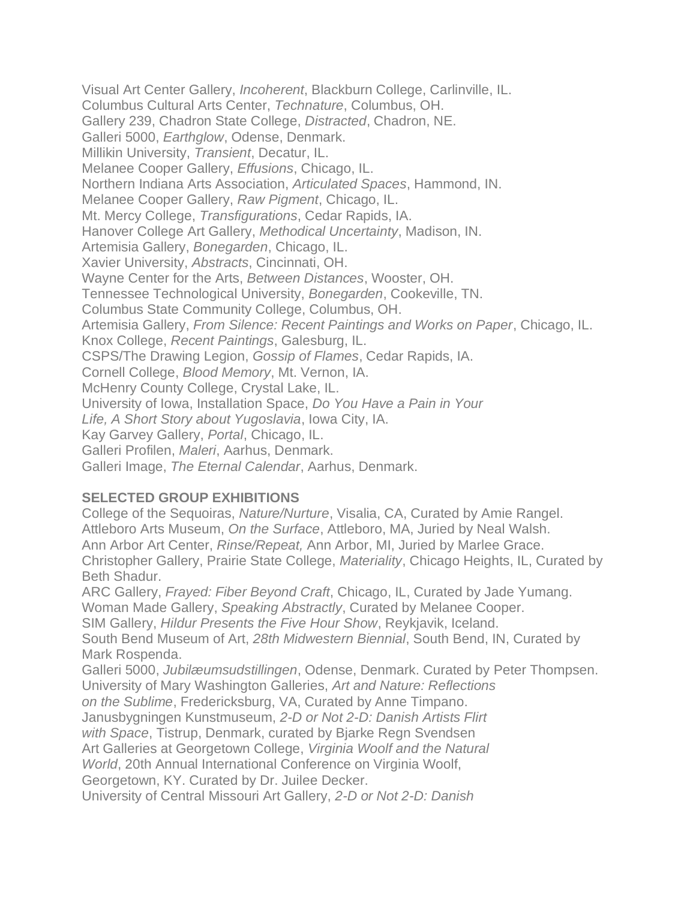Visual Art Center Gallery, *Incoherent*, Blackburn College, Carlinville, IL.
Columbus Cultural Arts Center, *Technature*, Columbus, OH.
Gallery 239, Chadron State College, *Distracted*, Chadron, NE.
Galleri 5000, *Earthglow*, Odense, Denmark.
Millikin University, *Transient*, Decatur, IL.
Melanee Cooper Gallery, *Effusions*, Chicago, IL.
Northern Indiana Arts Association, *Articulated Spaces*, Hammond, IN.
Melanee Cooper Gallery, *Raw Pigment*, Chicago, IL.
Mt. Mercy College, *Transfigurations*, Cedar Rapids, IA.
Hanover College Art Gallery, *Methodical Uncertainty*, Madison, IN.
Artemisia Gallery, *Bonegarden*, Chicago, IL.
Xavier University, *Abstracts*, Cincinnati, OH.
Wayne Center for the Arts, *Between Distances*, Wooster, OH.
Tennessee Technological University, *Bonegarden*, Cookeville, TN.
Columbus State Community College, Columbus, OH.
Artemisia Gallery, *From Silence: Recent Paintings and Works on Paper*, Chicago, IL.
Knox College, *Recent Paintings*, Galesburg, IL.
CSPS/The Drawing Legion, *Gossip of Flames*, Cedar Rapids, IA.
Cornell College, *Blood Memory*, Mt. Vernon, IA.
McHenry County College, Crystal Lake, IL.
University of Iowa, Installation Space, *Do You Have a Pain in Your Life, A Short Story about Yugoslavia*, Iowa City, IA.
Kay Garvey Gallery, *Portal*, Chicago, IL.
Galleri Profilen, *Maleri*, Aarhus, Denmark.
Galleri Image, *The Eternal Calendar*, Aarhus, Denmark.

**SELECTED GROUP EXHIBITIONS**

College of the Sequoiras, *Nature/Nurture*, Visalia, CA, Curated by Amie Rangel.
Attleboro Arts Museum, *On the Surface*, Attleboro, MA, Juried by Neal Walsh.
Ann Arbor Art Center, *Rinse/Repeat,* Ann Arbor, MI, Juried by Marlee Grace.
Christopher Gallery, Prairie State College, *Materiality*, Chicago Heights, IL, Curated by Beth Shadur.
ARC Gallery, *Frayed: Fiber Beyond Craft*, Chicago, IL, Curated by Jade Yumang.
Woman Made Gallery, *Speaking Abstractly*, Curated by Melanee Cooper.
SIM Gallery, *Hildur Presents the Five Hour Show*, Reykjavik, Iceland.
South Bend Museum of Art, *28th Midwestern Biennial*, South Bend, IN, Curated by Mark Rospenda.
Galleri 5000, *Jubilæumsudstillingen*, Odense, Denmark. Curated by Peter Thompsen.
University of Mary Washington Galleries, *Art and Nature: Reflections on the Sublime*, Fredericksburg, VA, Curated by Anne Timpano.
Janusbygningen Kunstmuseum, *2-D or Not 2-D: Danish Artists Flirt with Space*, Tistrup, Denmark, curated by Bjarke Regn Svendsen
Art Galleries at Georgetown College, *Virginia Woolf and the Natural World*, 20th Annual International Conference on Virginia Woolf, Georgetown, KY. Curated by Dr. Juilee Decker.
University of Central Missouri Art Gallery, *2-D or Not 2-D: Danish*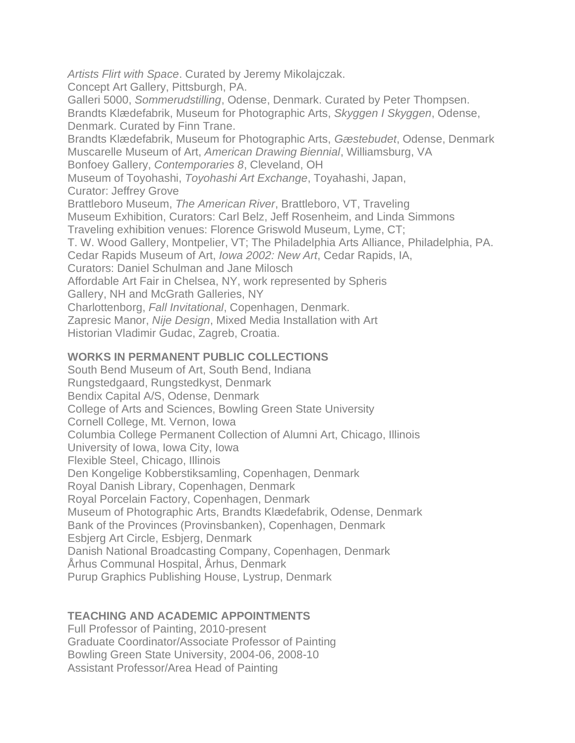*Artists Flirt with Space*. Curated by Jeremy Mikolajczak.
Concept Art Gallery, Pittsburgh, PA.
Galleri 5000, *Sommerudstilling*, Odense, Denmark. Curated by Peter Thompsen.
Brandts Klædefabrik, Museum for Photographic Arts, *Skyggen I Skyggen*, Odense, Denmark. Curated by Finn Trane.
Brandts Klædefabrik, Museum for Photographic Arts, *Gæstebudet*, Odense, Denmark
Muscarelle Museum of Art, *American Drawing Biennial*, Williamsburg, VA
Bonfoey Gallery, *Contemporaries 8*, Cleveland, OH
Museum of Toyohashi, *Toyohashi Art Exchange*, Toyahashi, Japan,
Curator: Jeffrey Grove
Brattleboro Museum, *The American River*, Brattleboro, VT, Traveling Museum Exhibition, Curators: Carl Belz, Jeff Rosenheim, and Linda Simmons
Traveling exhibition venues: Florence Griswold Museum, Lyme, CT;
T. W. Wood Gallery, Montpelier, VT; The Philadelphia Arts Alliance, Philadelphia, PA.
Cedar Rapids Museum of Art, *Iowa 2002: New Art*, Cedar Rapids, IA,
Curators: Daniel Schulman and Jane Milosch
Affordable Art Fair in Chelsea, NY, work represented by Spheris Gallery, NH and McGrath Galleries, NY
Charlottenborg, *Fall Invitational*, Copenhagen, Denmark.
Zapresic Manor, *Nije Design*, Mixed Media Installation with Art Historian Vladimir Gudac, Zagreb, Croatia.

**WORKS IN PERMANENT PUBLIC COLLECTIONS**

South Bend Museum of Art, South Bend, Indiana
Rungstedgaard, Rungstedkyst, Denmark
Bendix Capital A/S, Odense, Denmark
College of Arts and Sciences, Bowling Green State University
Cornell College, Mt. Vernon, Iowa
Columbia College Permanent Collection of Alumni Art, Chicago, Illinois
University of Iowa, Iowa City, Iowa
Flexible Steel, Chicago, Illinois
Den Kongelige Kobberstiksamling, Copenhagen, Denmark
Royal Danish Library, Copenhagen, Denmark
Royal Porcelain Factory, Copenhagen, Denmark
Museum of Photographic Arts, Brandts Klædefabrik, Odense, Denmark
Bank of the Provinces (Provinsbanken), Copenhagen, Denmark
Esbjerg Art Circle, Esbjerg, Denmark
Danish National Broadcasting Company, Copenhagen, Denmark
Århus Communal Hospital, Århus, Denmark
Purup Graphics Publishing House, Lystrup, Denmark

**TEACHING AND ACADEMIC APPOINTMENTS**

Full Professor of Painting, 2010-present
Graduate Coordinator/Associate Professor of Painting
Bowling Green State University, 2004-06, 2008-10
Assistant Professor/Area Head of Painting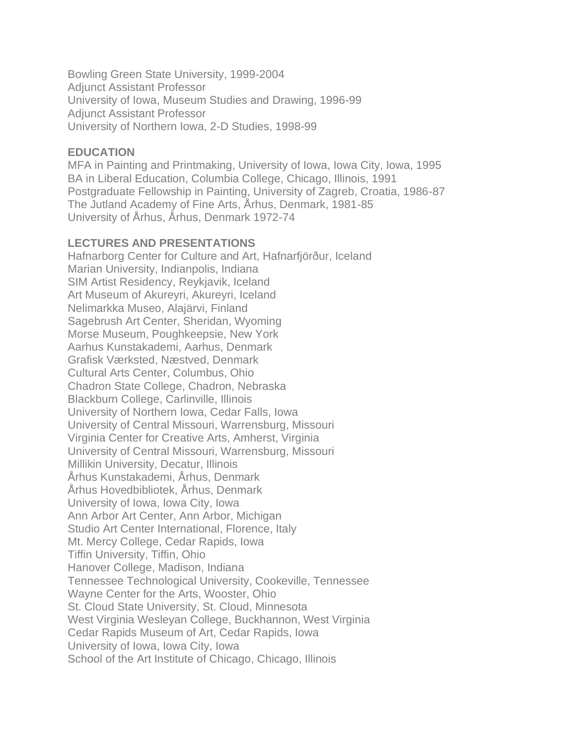Bowling Green State University, 1999-2004
Adjunct Assistant Professor
University of Iowa, Museum Studies and Drawing, 1996-99
Adjunct Assistant Professor
University of Northern Iowa, 2-D Studies, 1998-99

**EDUCATION**

MFA in Painting and Printmaking, University of Iowa, Iowa City, Iowa, 1995
BA in Liberal Education, Columbia College, Chicago, Illinois, 1991
Postgraduate Fellowship in Painting, University of Zagreb, Croatia, 1986-87
The Jutland Academy of Fine Arts, Århus, Denmark, 1981-85
University of Århus, Århus, Denmark 1972-74

**LECTURES AND PRESENTATIONS**

Hafnarborg Center for Culture and Art, Hafnarfjörður, Iceland
Marian University, Indianpolis, Indiana
SIM Artist Residency, Reykjavik, Iceland
Art Museum of Akureyri, Akureyri, Iceland
Nelimarkka Museo, Alajärvi, Finland
Sagebrush Art Center, Sheridan, Wyoming
Morse Museum, Poughkeepsie, New York
Aarhus Kunstakademi, Aarhus, Denmark
Grafisk Værksted, Næstved, Denmark
Cultural Arts Center, Columbus, Ohio
Chadron State College, Chadron, Nebraska
Blackburn College, Carlinville, Illinois
University of Northern Iowa, Cedar Falls, Iowa
University of Central Missouri, Warrensburg, Missouri
Virginia Center for Creative Arts, Amherst, Virginia
University of Central Missouri, Warrensburg, Missouri
Millikin University, Decatur, Illinois
Århus Kunstakademi, Århus, Denmark
Århus Hovedbibliotek, Århus, Denmark
University of Iowa, Iowa City, Iowa
Ann Arbor Art Center, Ann Arbor, Michigan
Studio Art Center International, Florence, Italy
Mt. Mercy College, Cedar Rapids, Iowa
Tiffin University, Tiffin, Ohio
Hanover College, Madison, Indiana
Tennessee Technological University, Cookeville, Tennessee
Wayne Center for the Arts, Wooster, Ohio
St. Cloud State University, St. Cloud, Minnesota
West Virginia Wesleyan College, Buckhannon, West Virginia
Cedar Rapids Museum of Art, Cedar Rapids, Iowa
University of Iowa, Iowa City, Iowa
School of the Art Institute of Chicago, Chicago, Illinois